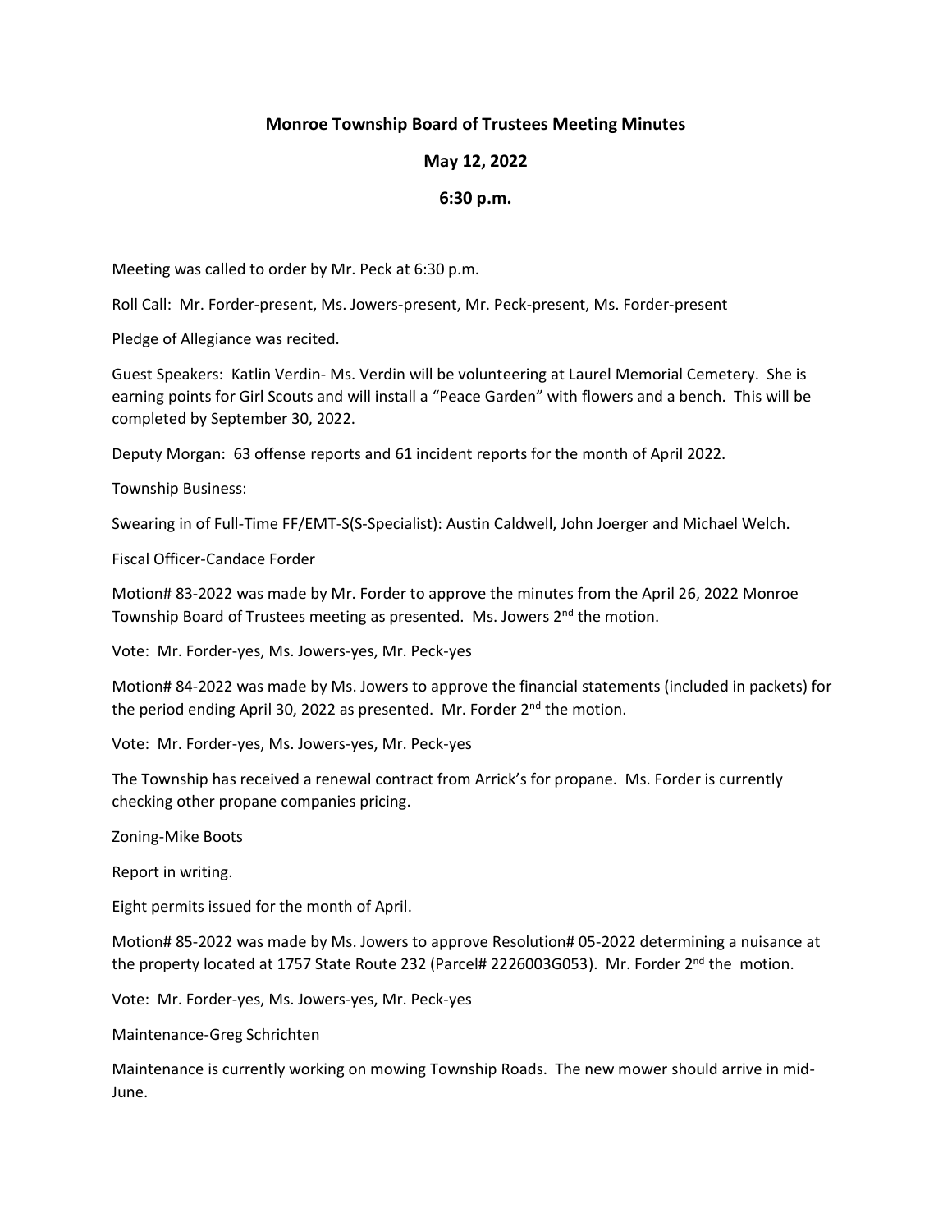# Monroe Township Board of Trustees Meeting Minutes

## May 12, 2022

## 6:30 p.m.

Meeting was called to order by Mr. Peck at 6:30 p.m.

Roll Call: Mr. Forder-present, Ms. Jowers-present, Mr. Peck-present, Ms. Forder-present

Pledge of Allegiance was recited.

Guest Speakers: Katlin Verdin- Ms. Verdin will be volunteering at Laurel Memorial Cemetery. She is earning points for Girl Scouts and will install a "Peace Garden" with flowers and a bench. This will be completed by September 30, 2022.

Deputy Morgan: 63 offense reports and 61 incident reports for the month of April 2022.

Township Business:

Swearing in of Full-Time FF/EMT-S(S-Specialist): Austin Caldwell, John Joerger and Michael Welch.

Fiscal Officer-Candace Forder

Motion# 83-2022 was made by Mr. Forder to approve the minutes from the April 26, 2022 Monroe Township Board of Trustees meeting as presented. Ms. Jowers 2nd the motion.

Vote: Mr. Forder-yes, Ms. Jowers-yes, Mr. Peck-yes

Motion# 84-2022 was made by Ms. Jowers to approve the financial statements (included in packets) for the period ending April 30, 2022 as presented. Mr. Forder 2nd the motion.

Vote: Mr. Forder-yes, Ms. Jowers-yes, Mr. Peck-yes

The Township has received a renewal contract from Arrick's for propane. Ms. Forder is currently checking other propane companies pricing.

Zoning-Mike Boots

Report in writing.

Eight permits issued for the month of April.

Motion# 85-2022 was made by Ms. Jowers to approve Resolution# 05-2022 determining a nuisance at the property located at 1757 State Route 232 (Parcel# 2226003G053). Mr. Forder 2nd the motion.

Vote: Mr. Forder-yes, Ms. Jowers-yes, Mr. Peck-yes

Maintenance-Greg Schrichten

Maintenance is currently working on mowing Township Roads. The new mower should arrive in mid-June.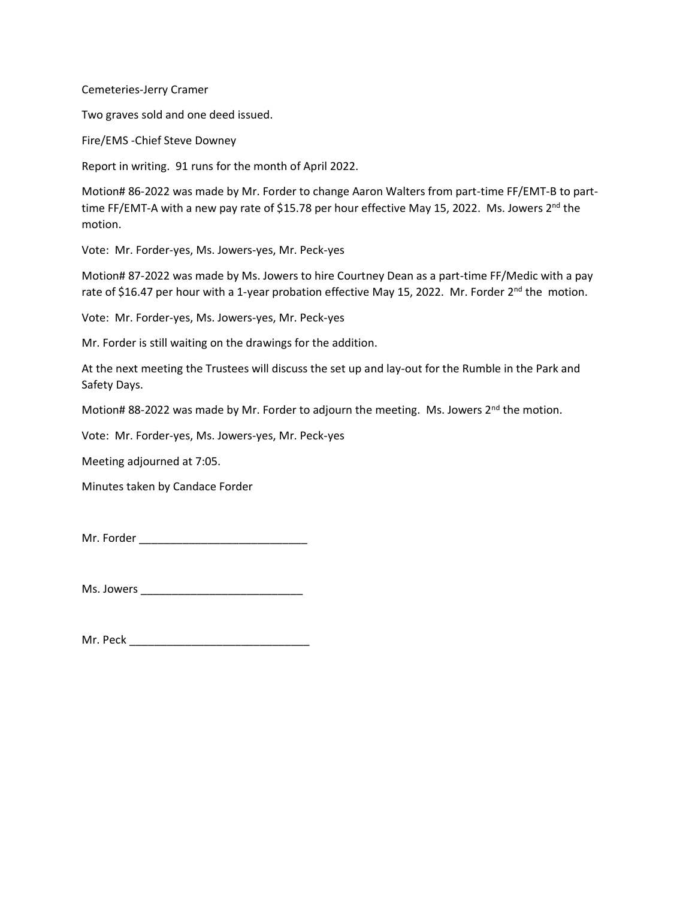Cemeteries-Jerry Cramer

Two graves sold and one deed issued.

Fire/EMS -Chief Steve Downey

Report in writing. 91 runs for the month of April 2022.

Motion# 86-2022 was made by Mr. Forder to change Aaron Walters from part-time FF/EMT-B to part-time FF/EMT-A with a new pay rate of $15.78 per hour effective May 15, 2022. Ms. Jowers 2nd the motion.

Vote: Mr. Forder-yes, Ms. Jowers-yes, Mr. Peck-yes

Motion# 87-2022 was made by Ms. Jowers to hire Courtney Dean as a part-time FF/Medic with a pay rate of $16.47 per hour with a 1-year probation effective May 15, 2022. Mr. Forder 2nd the motion.

Vote: Mr. Forder-yes, Ms. Jowers-yes, Mr. Peck-yes

Mr. Forder is still waiting on the drawings for the addition.

At the next meeting the Trustees will discuss the set up and lay-out for the Rumble in the Park and Safety Days.

Motion# 88-2022 was made by Mr. Forder to adjourn the meeting. Ms. Jowers 2nd the motion.

Vote: Mr. Forder-yes, Ms. Jowers-yes, Mr. Peck-yes

Meeting adjourned at 7:05.

Minutes taken by Candace Forder

Mr. Forder ___________________________

Ms. Jowers __________________________

Mr. Peck _____________________________